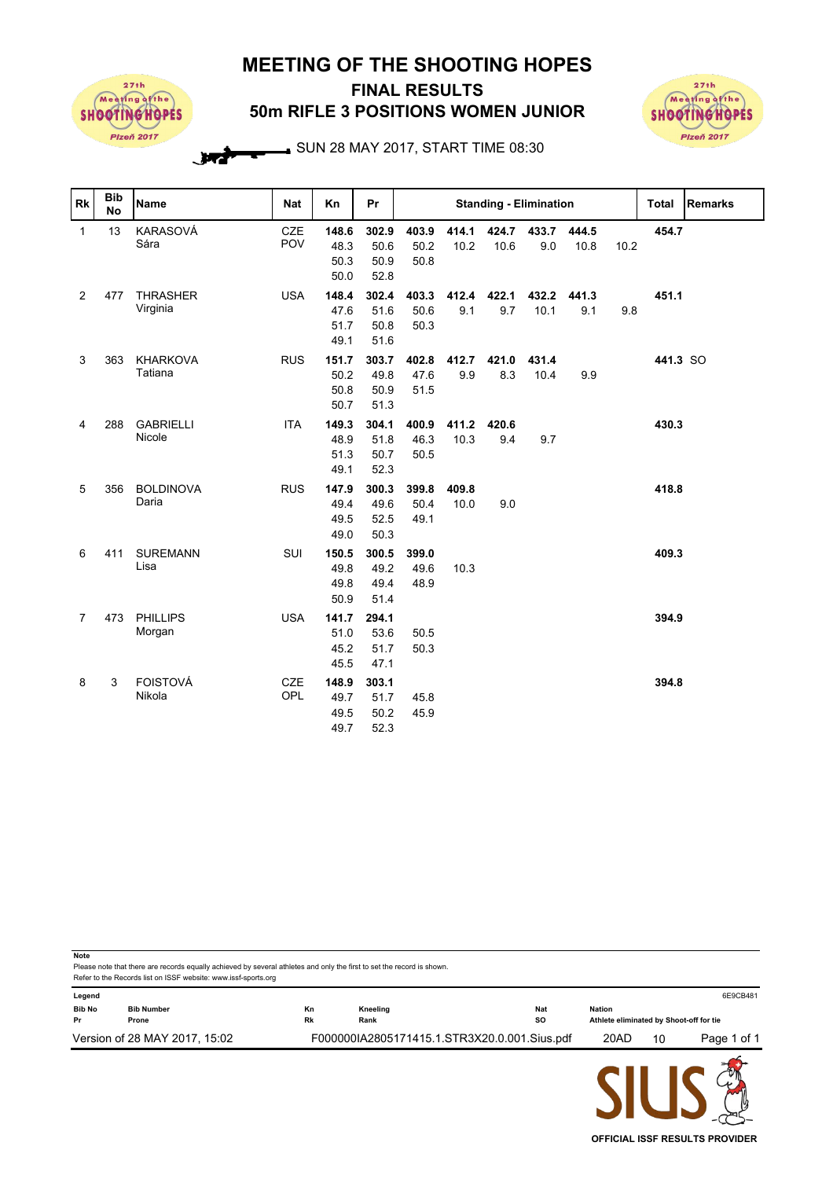# MEETING OF THE SHOOTING HOPES

## FINAL RESULTS

## 50m RIFLE 3 POSITIONS WOMEN JUNIOR

SUN 28 MAY 2017, START TIME 08:30

| Rk | Bib No | Name | Nat | Kn | Pr | Standing - Elimination | | | | | | Total | Remarks |
|---|---|---|---|---|---|---|---|---|---|---|---|---|---|
| 1 | 13 | KARASOVÁ Sára | CZE POV | **148.6** 48.3 50.3 50.0 | **302.9** 50.6 50.9 52.8 | **403.9** 50.2 50.8 | **414.1** 10.2 | **424.7** 10.6 | **433.7** 9.0 | **444.5** 10.8 | 10.2 | **454.7** | |
| 2 | 477 | THRASHER Virginia | USA | **148.4** 47.6 51.7 49.1 | **302.4** 51.6 50.8 51.6 | **403.3** 50.6 50.3 | **412.4** 9.1 | **422.1** 9.7 | **432.2** 10.1 | **441.3** 9.1 | 9.8 | **451.1** | |
| 3 | 363 | KHARKOVA Tatiana | RUS | **151.7** 50.2 50.8 50.7 | **303.7** 49.8 50.9 51.3 | **402.8** 47.6 51.5 | **412.7** 9.9 | **421.0** 8.3 | **431.4** 10.4 | 9.9 | | **441.3** | SO |
| 4 | 288 | GABRIELLI Nicole | ITA | **149.3** 48.9 51.3 49.1 | **304.1** 51.8 50.7 52.3 | **400.9** 46.3 50.5 | **411.2** 10.3 | **420.6** 9.4 | 9.7 | | | **430.3** | |
| 5 | 356 | BOLDINOVA Daria | RUS | **147.9** 49.4 49.5 49.0 | **300.3** 49.6 52.5 50.3 | **399.8** 50.4 49.1 | **409.8** 10.0 | 9.0 | | | | **418.8** | |
| 6 | 411 | SUREMANN Lisa | SUI | **150.5** 49.8 49.8 50.9 | **300.5** 49.2 49.4 51.4 | **399.0** 49.6 48.9 | 10.3 | | | | | **409.3** | |
| 7 | 473 | PHILLIPS Morgan | USA | **141.7** 51.0 45.2 45.5 | **294.1** 53.6 51.7 47.1 | 50.5 50.3 | | | | | | **394.9** | |
| 8 | 3 | FOISTOVÁ Nikola | CZE OPL | **148.9** 49.7 49.5 49.7 | **303.1** 51.7 50.2 52.3 | 45.8 45.9 | | | | | | **394.8** | |

**Note**
Please note that there are records equally achieved by several athletes and only the first to set the record is shown.
Refer to the Records list on ISSF website: www.issf-sports.org

**Legend**

| | | | | | |
|---|---|---|---|---|---|
| **Bib No** | Bib Number | **Kn** | Kneeling | **Nat** | Nation |
| **Pr** | Prone | **Rk** | Rank | **SO** | Athlete eliminated by Shoot-off for tie |

6E9CB481

Version of 28 MAY 2017, 15:02 F000000IA2805171415.1.STR3X20.0.001.Sius.pdf 20AD 10

OFFICIAL ISSF RESULTS PROVIDER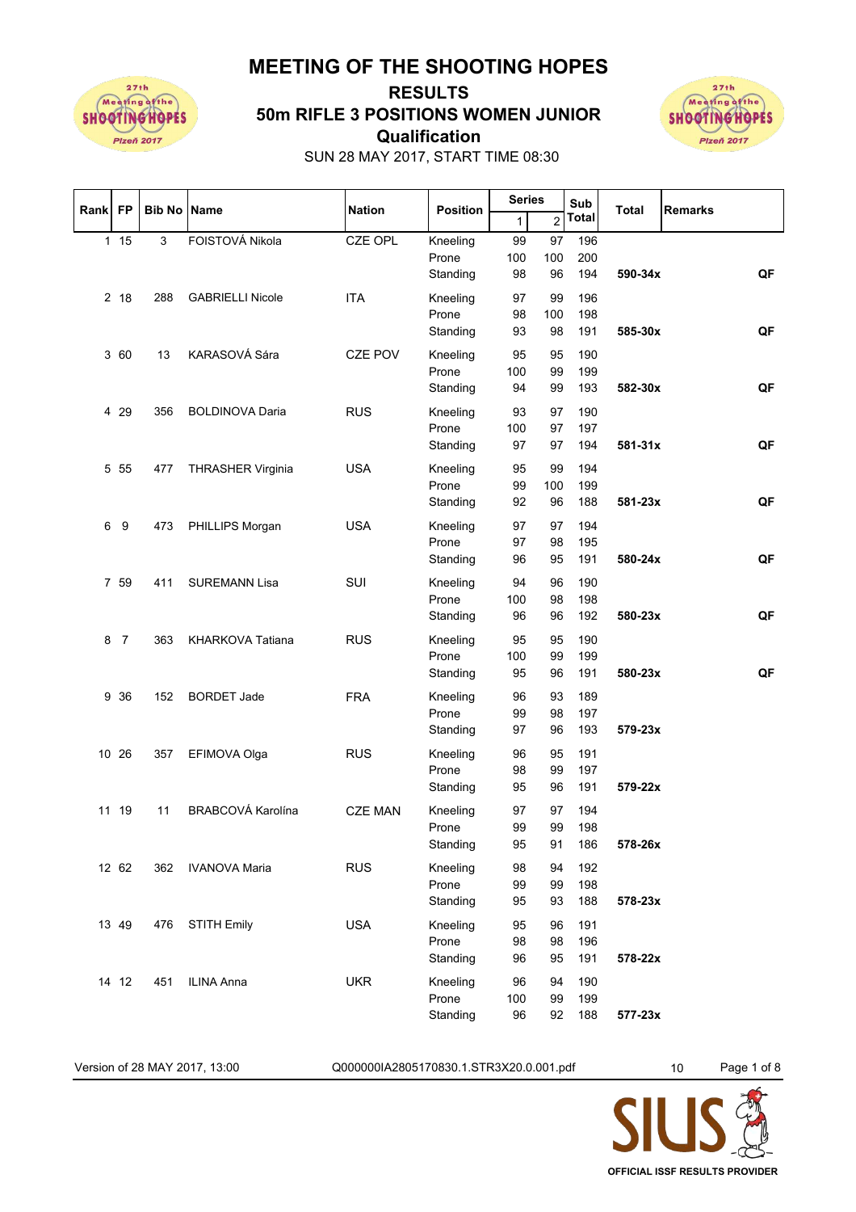# MEETING OF THE SHOOTING HOPES

## RESULTS

## 50m RIFLE 3 POSITIONS WOMEN JUNIOR

## Qualification

SUN 28 MAY 2017, START TIME 08:30

| Rank | FP | Bib No | Name | Nation | Position | Series 1 | Series 2 | Sub Total | Total | Remarks |
|---|---|---|---|---|---|---|---|---|---|---|
| 1 | 15 | 3 | FOISTOVÁ Nikola | CZE OPL | Kneeling | 99 | 97 | 196 | | |
| | | | | | Prone | 100 | 100 | 200 | | |
| | | | | | Standing | 98 | 96 | 194 | **590-34x** | **QF** |
| 2 | 18 | 288 | GABRIELLI Nicole | ITA | Kneeling | 97 | 99 | 196 | | |
| | | | | | Prone | 98 | 100 | 198 | | |
| | | | | | Standing | 93 | 98 | 191 | **585-30x** | **QF** |
| 3 | 60 | 13 | KARASOVÁ Sára | CZE POV | Kneeling | 95 | 95 | 190 | | |
| | | | | | Prone | 100 | 99 | 199 | | |
| | | | | | Standing | 94 | 99 | 193 | **582-30x** | **QF** |
| 4 | 29 | 356 | BOLDINOVA Daria | RUS | Kneeling | 93 | 97 | 190 | | |
| | | | | | Prone | 100 | 97 | 197 | | |
| | | | | | Standing | 97 | 97 | 194 | **581-31x** | **QF** |
| 5 | 55 | 477 | THRASHER Virginia | USA | Kneeling | 95 | 99 | 194 | | |
| | | | | | Prone | 99 | 100 | 199 | | |
| | | | | | Standing | 92 | 96 | 188 | **581-23x** | **QF** |
| 6 | 9 | 473 | PHILLIPS Morgan | USA | Kneeling | 97 | 97 | 194 | | |
| | | | | | Prone | 97 | 98 | 195 | | |
| | | | | | Standing | 96 | 95 | 191 | **580-24x** | **QF** |
| 7 | 59 | 411 | SUREMANN Lisa | SUI | Kneeling | 94 | 96 | 190 | | |
| | | | | | Prone | 100 | 98 | 198 | | |
| | | | | | Standing | 96 | 96 | 192 | **580-23x** | **QF** |
| 8 | 7 | 363 | KHARKOVA Tatiana | RUS | Kneeling | 95 | 95 | 190 | | |
| | | | | | Prone | 100 | 99 | 199 | | |
| | | | | | Standing | 95 | 96 | 191 | **580-23x** | **QF** |
| 9 | 36 | 152 | BORDET Jade | FRA | Kneeling | 96 | 93 | 189 | | |
| | | | | | Prone | 99 | 98 | 197 | | |
| | | | | | Standing | 97 | 96 | 193 | **579-23x** | |
| 10 | 26 | 357 | EFIMOVA Olga | RUS | Kneeling | 96 | 95 | 191 | | |
| | | | | | Prone | 98 | 99 | 197 | | |
| | | | | | Standing | 95 | 96 | 191 | **579-22x** | |
| 11 | 19 | 11 | BRABCOVÁ Karolína | CZE MAN | Kneeling | 97 | 97 | 194 | | |
| | | | | | Prone | 99 | 99 | 198 | | |
| | | | | | Standing | 95 | 91 | 186 | **578-26x** | |
| 12 | 62 | 362 | IVANOVA Maria | RUS | Kneeling | 98 | 94 | 192 | | |
| | | | | | Prone | 99 | 99 | 198 | | |
| | | | | | Standing | 95 | 93 | 188 | **578-23x** | |
| 13 | 49 | 476 | STITH Emily | USA | Kneeling | 95 | 96 | 191 | | |
| | | | | | Prone | 98 | 98 | 196 | | |
| | | | | | Standing | 96 | 95 | 191 | **578-22x** | |
| 14 | 12 | 451 | ILINA Anna | UKR | Kneeling | 96 | 94 | 190 | | |
| | | | | | Prone | 100 | 99 | 199 | | |
| | | | | | Standing | 96 | 92 | 188 | **577-23x** | |

Version of 28 MAY 2017, 13:00 Q000000IA2805170830.1.STR3X20.0.001.pdf 10

OFFICIAL ISSF RESULTS PROVIDER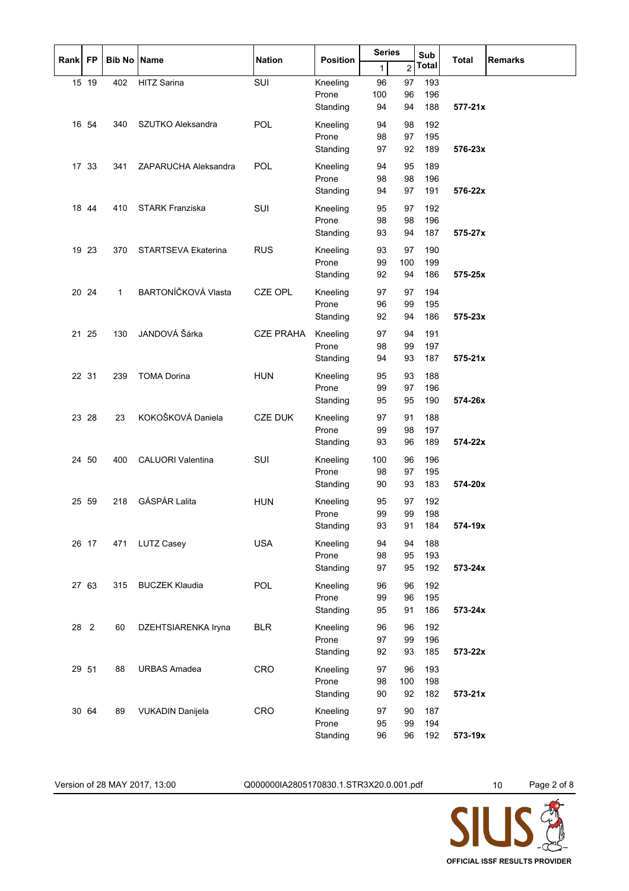| Rank | FP | Bib No | Name | Nation | Position | Series 1 | Series 2 | Sub Total | Total | Remarks |
|---|---|---|---|---|---|---|---|---|---|---|
| 15 | 19 | 402 | HITZ Sarina | SUI | Kneeling | 96 | 97 | 193 | | |
| | | | | | Prone | 100 | 96 | 196 | | |
| | | | | | Standing | 94 | 94 | 188 | **577-21x** | |
| 16 | 54 | 340 | SZUTKO Aleksandra | POL | Kneeling | 94 | 98 | 192 | | |
| | | | | | Prone | 98 | 97 | 195 | | |
| | | | | | Standing | 97 | 92 | 189 | **576-23x** | |
| 17 | 33 | 341 | ZAPARUCHA Aleksandra | POL | Kneeling | 94 | 95 | 189 | | |
| | | | | | Prone | 98 | 98 | 196 | | |
| | | | | | Standing | 94 | 97 | 191 | **576-22x** | |
| 18 | 44 | 410 | STARK Franziska | SUI | Kneeling | 95 | 97 | 192 | | |
| | | | | | Prone | 98 | 98 | 196 | | |
| | | | | | Standing | 93 | 94 | 187 | **575-27x** | |
| 19 | 23 | 370 | STARTSEVA Ekaterina | RUS | Kneeling | 93 | 97 | 190 | | |
| | | | | | Prone | 99 | 100 | 199 | | |
| | | | | | Standing | 92 | 94 | 186 | **575-25x** | |
| 20 | 24 | 1 | BARTONÍČKOVÁ Vlasta | CZE OPL | Kneeling | 97 | 97 | 194 | | |
| | | | | | Prone | 96 | 99 | 195 | | |
| | | | | | Standing | 92 | 94 | 186 | **575-23x** | |
| 21 | 25 | 130 | JANDOVÁ Šárka | CZE PRAHA | Kneeling | 97 | 94 | 191 | | |
| | | | | | Prone | 98 | 99 | 197 | | |
| | | | | | Standing | 94 | 93 | 187 | **575-21x** | |
| 22 | 31 | 239 | TOMA Dorina | HUN | Kneeling | 95 | 93 | 188 | | |
| | | | | | Prone | 99 | 97 | 196 | | |
| | | | | | Standing | 95 | 95 | 190 | **574-26x** | |
| 23 | 28 | 23 | KOKOŠKOVÁ Daniela | CZE DUK | Kneeling | 97 | 91 | 188 | | |
| | | | | | Prone | 99 | 98 | 197 | | |
| | | | | | Standing | 93 | 96 | 189 | **574-22x** | |
| 24 | 50 | 400 | CALUORI Valentina | SUI | Kneeling | 100 | 96 | 196 | | |
| | | | | | Prone | 98 | 97 | 195 | | |
| | | | | | Standing | 90 | 93 | 183 | **574-20x** | |
| 25 | 59 | 218 | GÁSPÁR Lalita | HUN | Kneeling | 95 | 97 | 192 | | |
| | | | | | Prone | 99 | 99 | 198 | | |
| | | | | | Standing | 93 | 91 | 184 | **574-19x** | |
| 26 | 17 | 471 | LUTZ Casey | USA | Kneeling | 94 | 94 | 188 | | |
| | | | | | Prone | 98 | 95 | 193 | | |
| | | | | | Standing | 97 | 95 | 192 | **573-24x** | |
| 27 | 63 | 315 | BUCZEK Klaudia | POL | Kneeling | 96 | 96 | 192 | | |
| | | | | | Prone | 99 | 96 | 195 | | |
| | | | | | Standing | 95 | 91 | 186 | **573-24x** | |
| 28 | 2 | 60 | DZEHTSIARENKA Iryna | BLR | Kneeling | 96 | 96 | 192 | | |
| | | | | | Prone | 97 | 99 | 196 | | |
| | | | | | Standing | 92 | 93 | 185 | **573-22x** | |
| 29 | 51 | 88 | URBAS Amadea | CRO | Kneeling | 97 | 96 | 193 | | |
| | | | | | Prone | 98 | 100 | 198 | | |
| | | | | | Standing | 90 | 92 | 182 | **573-21x** | |
| 30 | 64 | 89 | VUKADIN Danijela | CRO | Kneeling | 97 | 90 | 187 | | |
| | | | | | Prone | 95 | 99 | 194 | | |
| | | | | | Standing | 96 | 96 | 192 | **573-19x** | |

Version of 28 MAY 2017, 13:00 Q000000IA2805170830.1.STR3X20.0.001.pdf 10

OFFICIAL ISSF RESULTS PROVIDER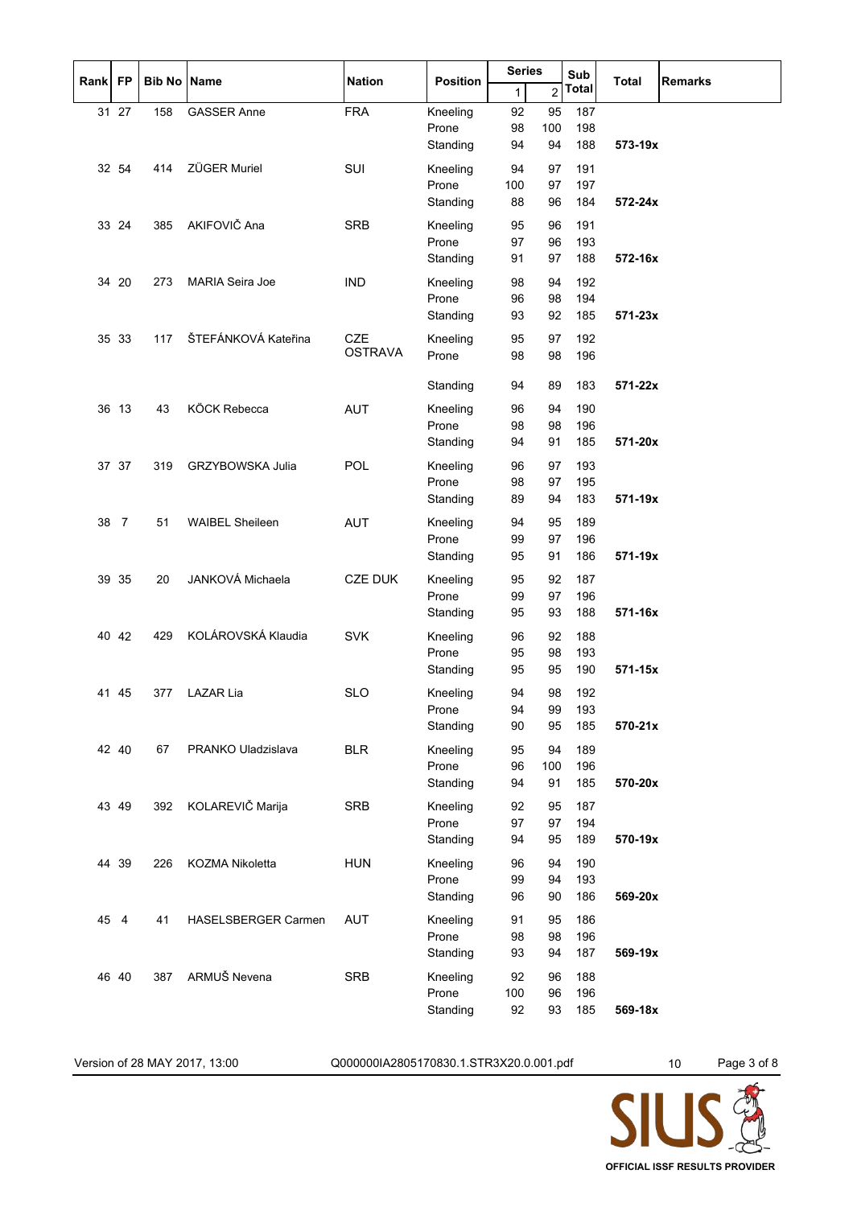| Rank | FP | Bib No | Name | Nation | Position | Series 1 | Series 2 | Sub Total | Total | Remarks |
|---|---|---|---|---|---|---|---|---|---|---|
| 31 | 27 | 158 | GASSER Anne | FRA | Kneeling | 92 | 95 | 187 | | |
| | | | | | Prone | 98 | 100 | 198 | | |
| | | | | | Standing | 94 | 94 | 188 | **573-19x** | |
| 32 | 54 | 414 | ZÜGER Muriel | SUI | Kneeling | 94 | 97 | 191 | | |
| | | | | | Prone | 100 | 97 | 197 | | |
| | | | | | Standing | 88 | 96 | 184 | **572-24x** | |
| 33 | 24 | 385 | AKIFOVIČ Ana | SRB | Kneeling | 95 | 96 | 191 | | |
| | | | | | Prone | 97 | 96 | 193 | | |
| | | | | | Standing | 91 | 97 | 188 | **572-16x** | |
| 34 | 20 | 273 | MARIA Seira Joe | IND | Kneeling | 98 | 94 | 192 | | |
| | | | | | Prone | 96 | 98 | 194 | | |
| | | | | | Standing | 93 | 92 | 185 | **571-23x** | |
| 35 | 33 | 117 | ŠTEFÁNKOVÁ Kateřina | CZE OSTRAVA | Kneeling | 95 | 97 | 192 | | |
| | | | | | Prone | 98 | 98 | 196 | | |
| | | | | | Standing | 94 | 89 | 183 | **571-22x** | |
| 36 | 13 | 43 | KÖCK Rebecca | AUT | Kneeling | 96 | 94 | 190 | | |
| | | | | | Prone | 98 | 98 | 196 | | |
| | | | | | Standing | 94 | 91 | 185 | **571-20x** | |
| 37 | 37 | 319 | GRZYBOWSKA Julia | POL | Kneeling | 96 | 97 | 193 | | |
| | | | | | Prone | 98 | 97 | 195 | | |
| | | | | | Standing | 89 | 94 | 183 | **571-19x** | |
| 38 | 7 | 51 | WAIBEL Sheileen | AUT | Kneeling | 94 | 95 | 189 | | |
| | | | | | Prone | 99 | 97 | 196 | | |
| | | | | | Standing | 95 | 91 | 186 | **571-19x** | |
| 39 | 35 | 20 | JANKOVÁ Michaela | CZE DUK | Kneeling | 95 | 92 | 187 | | |
| | | | | | Prone | 99 | 97 | 196 | | |
| | | | | | Standing | 95 | 93 | 188 | **571-16x** | |
| 40 | 42 | 429 | KOLÁROVSKÁ Klaudia | SVK | Kneeling | 96 | 92 | 188 | | |
| | | | | | Prone | 95 | 98 | 193 | | |
| | | | | | Standing | 95 | 95 | 190 | **571-15x** | |
| 41 | 45 | 377 | LAZAR Lia | SLO | Kneeling | 94 | 98 | 192 | | |
| | | | | | Prone | 94 | 99 | 193 | | |
| | | | | | Standing | 90 | 95 | 185 | **570-21x** | |
| 42 | 40 | 67 | PRANKO Uladzislava | BLR | Kneeling | 95 | 94 | 189 | | |
| | | | | | Prone | 96 | 100 | 196 | | |
| | | | | | Standing | 94 | 91 | 185 | **570-20x** | |
| 43 | 49 | 392 | KOLAREVIČ Marija | SRB | Kneeling | 92 | 95 | 187 | | |
| | | | | | Prone | 97 | 97 | 194 | | |
| | | | | | Standing | 94 | 95 | 189 | **570-19x** | |
| 44 | 39 | 226 | KOZMA Nikoletta | HUN | Kneeling | 96 | 94 | 190 | | |
| | | | | | Prone | 99 | 94 | 193 | | |
| | | | | | Standing | 96 | 90 | 186 | **569-20x** | |
| 45 | 4 | 41 | HASELSBERGER Carmen | AUT | Kneeling | 91 | 95 | 186 | | |
| | | | | | Prone | 98 | 98 | 196 | | |
| | | | | | Standing | 93 | 94 | 187 | **569-19x** | |
| 46 | 40 | 387 | ARMUŠ Nevena | SRB | Kneeling | 92 | 96 | 188 | | |
| | | | | | Prone | 100 | 96 | 196 | | |
| | | | | | Standing | 92 | 93 | 185 | **569-18x** | |

Version of 28 MAY 2017, 13:00 Q000000IA2805170830.1.STR3X20.0.001.pdf 10

OFFICIAL ISSF RESULTS PROVIDER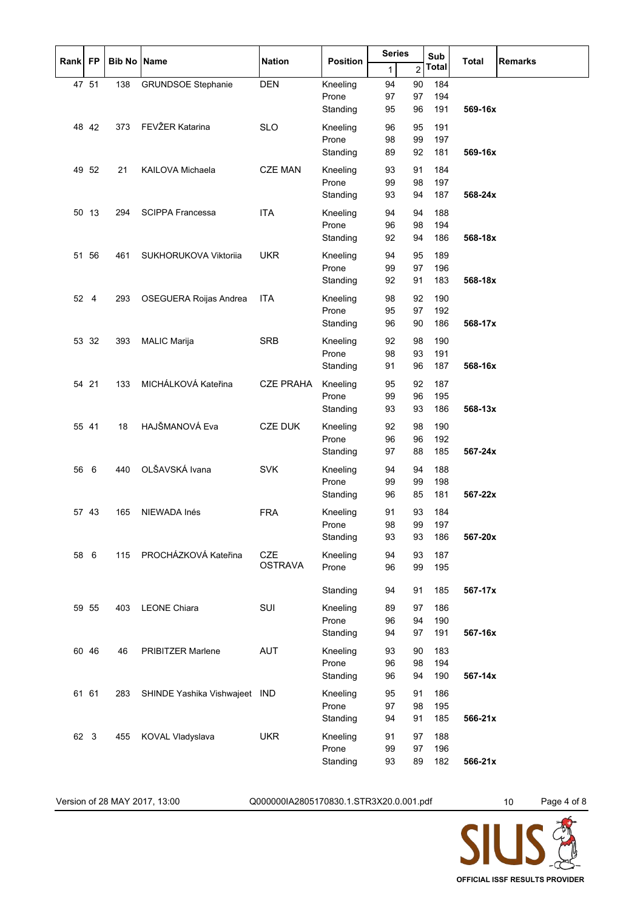| Rank | FP | Bib No | Name | Nation | Position | Series 1 | Series 2 | Sub Total | Total | Remarks |
|---|---|---|---|---|---|---|---|---|---|---|
| 47 | 51 | 138 | GRUNDSOE Stephanie | DEN | Kneeling | 94 | 90 | 184 | | |
| | | | | | Prone | 97 | 97 | 194 | | |
| | | | | | Standing | 95 | 96 | 191 | **569-16x** | |
| 48 | 42 | 373 | FEVŽER Katarina | SLO | Kneeling | 96 | 95 | 191 | | |
| | | | | | Prone | 98 | 99 | 197 | | |
| | | | | | Standing | 89 | 92 | 181 | **569-16x** | |
| 49 | 52 | 21 | KAILOVA Michaela | CZE MAN | Kneeling | 93 | 91 | 184 | | |
| | | | | | Prone | 99 | 98 | 197 | | |
| | | | | | Standing | 93 | 94 | 187 | **568-24x** | |
| 50 | 13 | 294 | SCIPPA Francessa | ITA | Kneeling | 94 | 94 | 188 | | |
| | | | | | Prone | 96 | 98 | 194 | | |
| | | | | | Standing | 92 | 94 | 186 | **568-18x** | |
| 51 | 56 | 461 | SUKHORUKOVA Viktoriia | UKR | Kneeling | 94 | 95 | 189 | | |
| | | | | | Prone | 99 | 97 | 196 | | |
| | | | | | Standing | 92 | 91 | 183 | **568-18x** | |
| 52 | 4 | 293 | OSEGUERA Roijas Andrea | ITA | Kneeling | 98 | 92 | 190 | | |
| | | | | | Prone | 95 | 97 | 192 | | |
| | | | | | Standing | 96 | 90 | 186 | **568-17x** | |
| 53 | 32 | 393 | MALIC Marija | SRB | Kneeling | 92 | 98 | 190 | | |
| | | | | | Prone | 98 | 93 | 191 | | |
| | | | | | Standing | 91 | 96 | 187 | **568-16x** | |
| 54 | 21 | 133 | MICHÁLKOVÁ Kateřina | CZE PRAHA | Kneeling | 95 | 92 | 187 | | |
| | | | | | Prone | 99 | 96 | 195 | | |
| | | | | | Standing | 93 | 93 | 186 | **568-13x** | |
| 55 | 41 | 18 | HAJŠMANOVÁ Eva | CZE DUK | Kneeling | 92 | 98 | 190 | | |
| | | | | | Prone | 96 | 96 | 192 | | |
| | | | | | Standing | 97 | 88 | 185 | **567-24x** | |
| 56 | 6 | 440 | OLŠAVSKÁ Ivana | SVK | Kneeling | 94 | 94 | 188 | | |
| | | | | | Prone | 99 | 99 | 198 | | |
| | | | | | Standing | 96 | 85 | 181 | **567-22x** | |
| 57 | 43 | 165 | NIEWADA Inés | FRA | Kneeling | 91 | 93 | 184 | | |
| | | | | | Prone | 98 | 99 | 197 | | |
| | | | | | Standing | 93 | 93 | 186 | **567-20x** | |
| 58 | 6 | 115 | PROCHÁZKOVÁ Kateřina | CZE OSTRAVA | Kneeling | 94 | 93 | 187 | | |
| | | | | | Prone | 96 | 99 | 195 | | |
| | | | | | Standing | 94 | 91 | 185 | **567-17x** | |
| 59 | 55 | 403 | LEONE Chiara | SUI | Kneeling | 89 | 97 | 186 | | |
| | | | | | Prone | 96 | 94 | 190 | | |
| | | | | | Standing | 94 | 97 | 191 | **567-16x** | |
| 60 | 46 | 46 | PRIBITZER Marlene | AUT | Kneeling | 93 | 90 | 183 | | |
| | | | | | Prone | 96 | 98 | 194 | | |
| | | | | | Standing | 96 | 94 | 190 | **567-14x** | |
| 61 | 61 | 283 | SHINDE Yashika Vishwajeet | IND | Kneeling | 95 | 91 | 186 | | |
| | | | | | Prone | 97 | 98 | 195 | | |
| | | | | | Standing | 94 | 91 | 185 | **566-21x** | |
| 62 | 3 | 455 | KOVAL Vladyslava | UKR | Kneeling | 91 | 97 | 188 | | |
| | | | | | Prone | 99 | 97 | 196 | | |
| | | | | | Standing | 93 | 89 | 182 | **566-21x** | |

Version of 28 MAY 2017, 13:00 Q000000IA2805170830.1.STR3X20.0.001.pdf 10

OFFICIAL ISSF RESULTS PROVIDER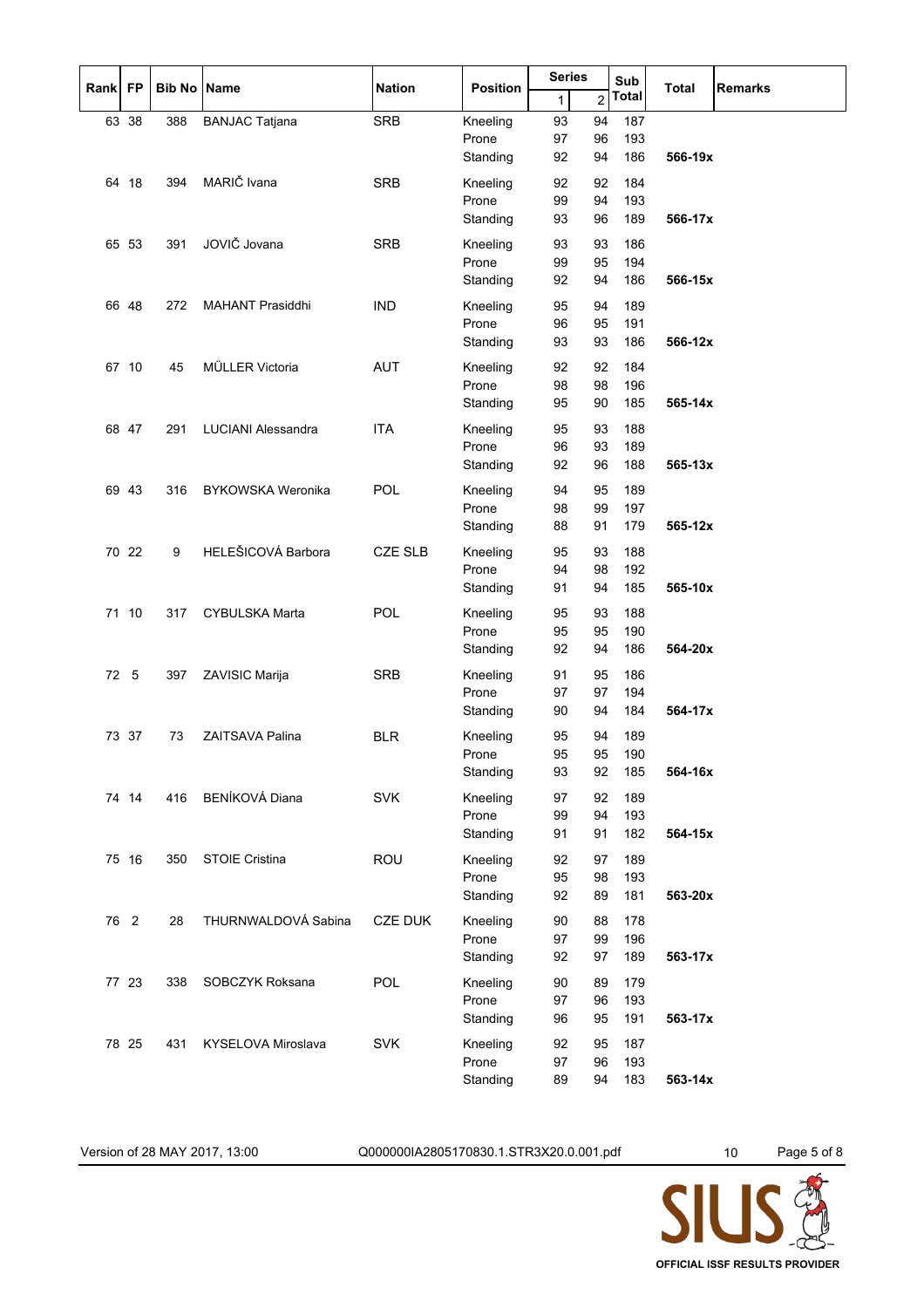| Rank | FP | Bib No | Name | Nation | Position | Series 1 | Series 2 | Sub Total | Total | Remarks |
|---|---|---|---|---|---|---|---|---|---|---|
| 63 | 38 | 388 | BANJAC Tatjana | SRB | Kneeling | 93 | 94 | 187 | | |
| | | | | | Prone | 97 | 96 | 193 | | |
| | | | | | Standing | 92 | 94 | 186 | **566-19x** | |
| 64 | 18 | 394 | MARIČ Ivana | SRB | Kneeling | 92 | 92 | 184 | | |
| | | | | | Prone | 99 | 94 | 193 | | |
| | | | | | Standing | 93 | 96 | 189 | **566-17x** | |
| 65 | 53 | 391 | JOVIČ Jovana | SRB | Kneeling | 93 | 93 | 186 | | |
| | | | | | Prone | 99 | 95 | 194 | | |
| | | | | | Standing | 92 | 94 | 186 | **566-15x** | |
| 66 | 48 | 272 | MAHANT Prasiddhi | IND | Kneeling | 95 | 94 | 189 | | |
| | | | | | Prone | 96 | 95 | 191 | | |
| | | | | | Standing | 93 | 93 | 186 | **566-12x** | |
| 67 | 10 | 45 | MÜLLER Victoria | AUT | Kneeling | 92 | 92 | 184 | | |
| | | | | | Prone | 98 | 98 | 196 | | |
| | | | | | Standing | 95 | 90 | 185 | **565-14x** | |
| 68 | 47 | 291 | LUCIANI Alessandra | ITA | Kneeling | 95 | 93 | 188 | | |
| | | | | | Prone | 96 | 93 | 189 | | |
| | | | | | Standing | 92 | 96 | 188 | **565-13x** | |
| 69 | 43 | 316 | BYKOWSKA Weronika | POL | Kneeling | 94 | 95 | 189 | | |
| | | | | | Prone | 98 | 99 | 197 | | |
| | | | | | Standing | 88 | 91 | 179 | **565-12x** | |
| 70 | 22 | 9 | HELEŠICOVÁ Barbora | CZE SLB | Kneeling | 95 | 93 | 188 | | |
| | | | | | Prone | 94 | 98 | 192 | | |
| | | | | | Standing | 91 | 94 | 185 | **565-10x** | |
| 71 | 10 | 317 | CYBULSKA Marta | POL | Kneeling | 95 | 93 | 188 | | |
| | | | | | Prone | 95 | 95 | 190 | | |
| | | | | | Standing | 92 | 94 | 186 | **564-20x** | |
| 72 | 5 | 397 | ZAVISIC Marija | SRB | Kneeling | 91 | 95 | 186 | | |
| | | | | | Prone | 97 | 97 | 194 | | |
| | | | | | Standing | 90 | 94 | 184 | **564-17x** | |
| 73 | 37 | 73 | ZAITSAVA Palina | BLR | Kneeling | 95 | 94 | 189 | | |
| | | | | | Prone | 95 | 95 | 190 | | |
| | | | | | Standing | 93 | 92 | 185 | **564-16x** | |
| 74 | 14 | 416 | BENÍKOVÁ Diana | SVK | Kneeling | 97 | 92 | 189 | | |
| | | | | | Prone | 99 | 94 | 193 | | |
| | | | | | Standing | 91 | 91 | 182 | **564-15x** | |
| 75 | 16 | 350 | STOIE Cristina | ROU | Kneeling | 92 | 97 | 189 | | |
| | | | | | Prone | 95 | 98 | 193 | | |
| | | | | | Standing | 92 | 89 | 181 | **563-20x** | |
| 76 | 2 | 28 | THURNWALDOVÁ Sabina | CZE DUK | Kneeling | 90 | 88 | 178 | | |
| | | | | | Prone | 97 | 99 | 196 | | |
| | | | | | Standing | 92 | 97 | 189 | **563-17x** | |
| 77 | 23 | 338 | SOBCZYK Roksana | POL | Kneeling | 90 | 89 | 179 | | |
| | | | | | Prone | 97 | 96 | 193 | | |
| | | | | | Standing | 96 | 95 | 191 | **563-17x** | |
| 78 | 25 | 431 | KYSELOVA Miroslava | SVK | Kneeling | 92 | 95 | 187 | | |
| | | | | | Prone | 97 | 96 | 193 | | |
| | | | | | Standing | 89 | 94 | 183 | **563-14x** | |

Version of 28 MAY 2017, 13:00 Q000000IA2805170830.1.STR3X20.0.001.pdf 10

SIUS OFFICIAL ISSF RESULTS PROVIDER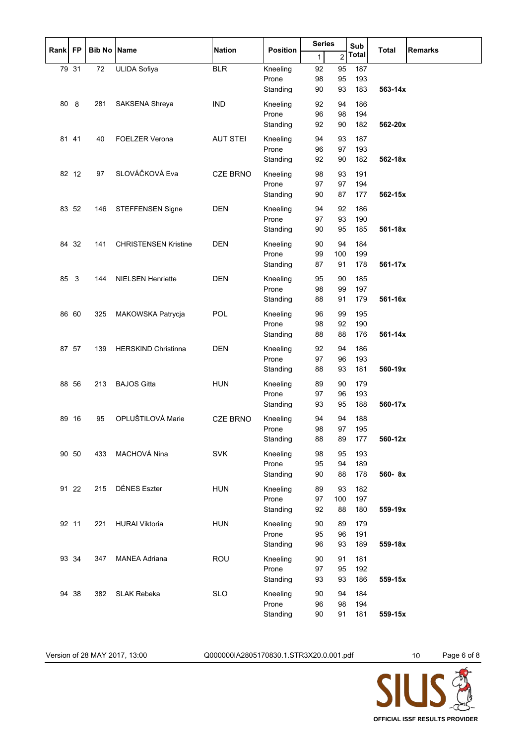| Rank | FP | Bib No | Name | Nation | Position | Series 1 | Series 2 | Sub Total | Total | Remarks |
|---|---|---|---|---|---|---|---|---|---|---|
| 79 | 31 | 72 | ULIDA Sofiya | BLR | Kneeling | 92 | 95 | 187 | | |
| | | | | | Prone | 98 | 95 | 193 | | |
| | | | | | Standing | 90 | 93 | 183 | **563-14x** | |
| 80 | 8 | 281 | SAKSENA Shreya | IND | Kneeling | 92 | 94 | 186 | | |
| | | | | | Prone | 96 | 98 | 194 | | |
| | | | | | Standing | 92 | 90 | 182 | **562-20x** | |
| 81 | 41 | 40 | FOELZER Verona | AUT STEI | Kneeling | 94 | 93 | 187 | | |
| | | | | | Prone | 96 | 97 | 193 | | |
| | | | | | Standing | 92 | 90 | 182 | **562-18x** | |
| 82 | 12 | 97 | SLOVÁČKOVÁ Eva | CZE BRNO | Kneeling | 98 | 93 | 191 | | |
| | | | | | Prone | 97 | 97 | 194 | | |
| | | | | | Standing | 90 | 87 | 177 | **562-15x** | |
| 83 | 52 | 146 | STEFFENSEN Signe | DEN | Kneeling | 94 | 92 | 186 | | |
| | | | | | Prone | 97 | 93 | 190 | | |
| | | | | | Standing | 90 | 95 | 185 | **561-18x** | |
| 84 | 32 | 141 | CHRISTENSEN Kristine | DEN | Kneeling | 90 | 94 | 184 | | |
| | | | | | Prone | 99 | 100 | 199 | | |
| | | | | | Standing | 87 | 91 | 178 | **561-17x** | |
| 85 | 3 | 144 | NIELSEN Henriette | DEN | Kneeling | 95 | 90 | 185 | | |
| | | | | | Prone | 98 | 99 | 197 | | |
| | | | | | Standing | 88 | 91 | 179 | **561-16x** | |
| 86 | 60 | 325 | MAKOWSKA Patrycja | POL | Kneeling | 96 | 99 | 195 | | |
| | | | | | Prone | 98 | 92 | 190 | | |
| | | | | | Standing | 88 | 88 | 176 | **561-14x** | |
| 87 | 57 | 139 | HERSKIND Christinna | DEN | Kneeling | 92 | 94 | 186 | | |
| | | | | | Prone | 97 | 96 | 193 | | |
| | | | | | Standing | 88 | 93 | 181 | **560-19x** | |
| 88 | 56 | 213 | BAJOS Gitta | HUN | Kneeling | 89 | 90 | 179 | | |
| | | | | | Prone | 97 | 96 | 193 | | |
| | | | | | Standing | 93 | 95 | 188 | **560-17x** | |
| 89 | 16 | 95 | OPLUŠTILOVÁ Marie | CZE BRNO | Kneeling | 94 | 94 | 188 | | |
| | | | | | Prone | 98 | 97 | 195 | | |
| | | | | | Standing | 88 | 89 | 177 | **560-12x** | |
| 90 | 50 | 433 | MACHOVÁ Nina | SVK | Kneeling | 98 | 95 | 193 | | |
| | | | | | Prone | 95 | 94 | 189 | | |
| | | | | | Standing | 90 | 88 | 178 | **560- 8x** | |
| 91 | 22 | 215 | DÉNES Eszter | HUN | Kneeling | 89 | 93 | 182 | | |
| | | | | | Prone | 97 | 100 | 197 | | |
| | | | | | Standing | 92 | 88 | 180 | **559-19x** | |
| 92 | 11 | 221 | HURAI Viktoria | HUN | Kneeling | 90 | 89 | 179 | | |
| | | | | | Prone | 95 | 96 | 191 | | |
| | | | | | Standing | 96 | 93 | 189 | **559-18x** | |
| 93 | 34 | 347 | MANEA Adriana | ROU | Kneeling | 90 | 91 | 181 | | |
| | | | | | Prone | 97 | 95 | 192 | | |
| | | | | | Standing | 93 | 93 | 186 | **559-15x** | |
| 94 | 38 | 382 | SLAK Rebeka | SLO | Kneeling | 90 | 94 | 184 | | |
| | | | | | Prone | 96 | 98 | 194 | | |
| | | | | | Standing | 90 | 91 | 181 | **559-15x** | |

Version of 28 MAY 2017, 13:00 Q000000IA2805170830.1.STR3X20.0.001.pdf 10

OFFICIAL ISSF RESULTS PROVIDER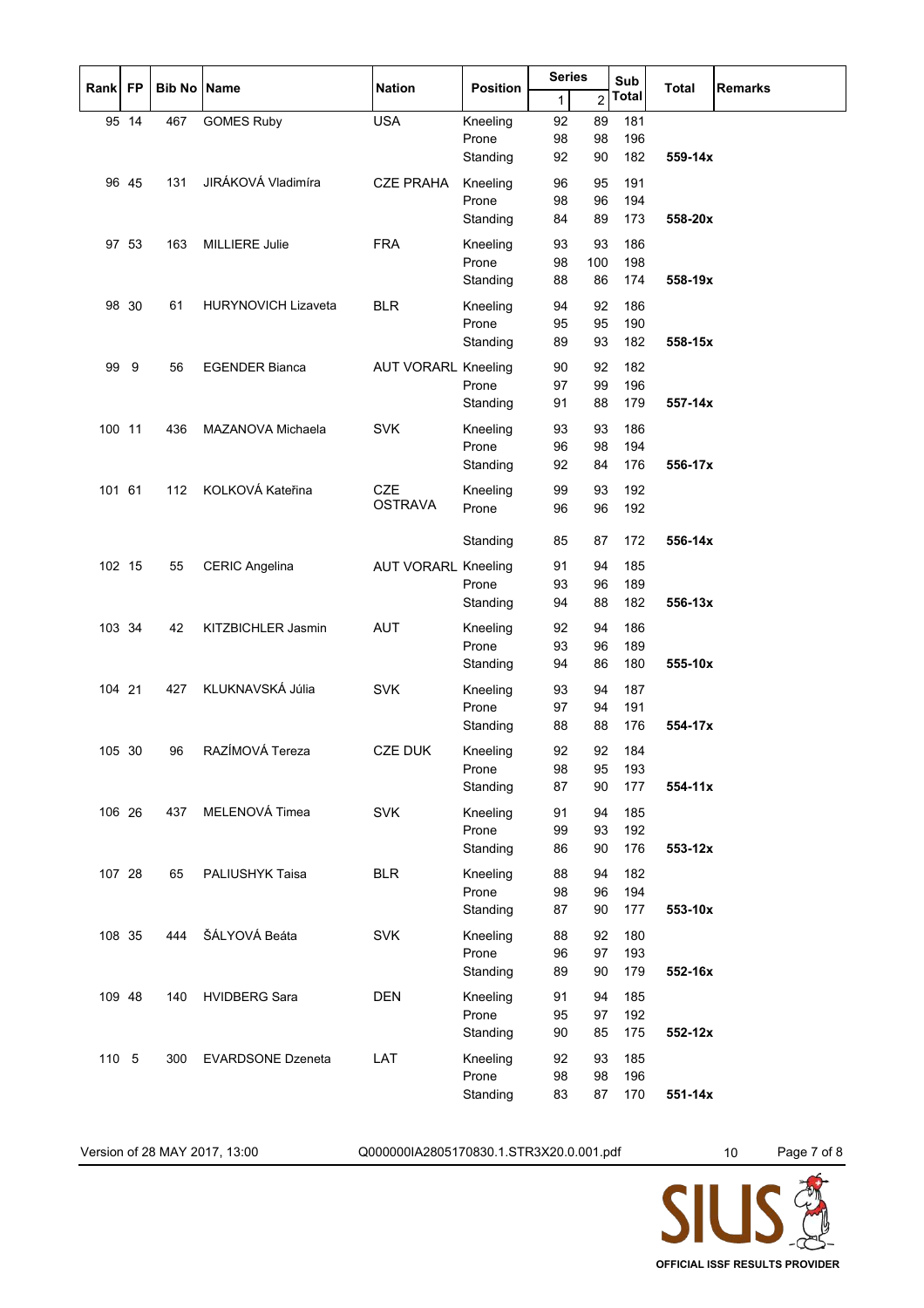| Rank | FP | Bib No | Name | Nation | Position | Series 1 | Series 2 | Sub Total | Total | Remarks |
|---|---|---|---|---|---|---|---|---|---|---|
| 95 | 14 | 467 | GOMES Ruby | USA | Kneeling | 92 | 89 | 181 | | |
| | | | | | Prone | 98 | 98 | 196 | | |
| | | | | | Standing | 92 | 90 | 182 | **559-14x** | |
| 96 | 45 | 131 | JIRÁKOVÁ Vladimíra | CZE PRAHA | Kneeling | 96 | 95 | 191 | | |
| | | | | | Prone | 98 | 96 | 194 | | |
| | | | | | Standing | 84 | 89 | 173 | **558-20x** | |
| 97 | 53 | 163 | MILLIERE Julie | FRA | Kneeling | 93 | 93 | 186 | | |
| | | | | | Prone | 98 | 100 | 198 | | |
| | | | | | Standing | 88 | 86 | 174 | **558-19x** | |
| 98 | 30 | 61 | HURYNOVICH Lizaveta | BLR | Kneeling | 94 | 92 | 186 | | |
| | | | | | Prone | 95 | 95 | 190 | | |
| | | | | | Standing | 89 | 93 | 182 | **558-15x** | |
| 99 | 9 | 56 | EGENDER Bianca | AUT VORARL | Kneeling | 90 | 92 | 182 | | |
| | | | | | Prone | 97 | 99 | 196 | | |
| | | | | | Standing | 91 | 88 | 179 | **557-14x** | |
| 100 | 11 | 436 | MAZANOVA Michaela | SVK | Kneeling | 93 | 93 | 186 | | |
| | | | | | Prone | 96 | 98 | 194 | | |
| | | | | | Standing | 92 | 84 | 176 | **556-17x** | |
| 101 | 61 | 112 | KOLKOVÁ Kateřina | CZE OSTRAVA | Kneeling | 99 | 93 | 192 | | |
| | | | | | Prone | 96 | 96 | 192 | | |
| | | | | | Standing | 85 | 87 | 172 | **556-14x** | |
| 102 | 15 | 55 | CERIC Angelina | AUT VORARL | Kneeling | 91 | 94 | 185 | | |
| | | | | | Prone | 93 | 96 | 189 | | |
| | | | | | Standing | 94 | 88 | 182 | **556-13x** | |
| 103 | 34 | 42 | KITZBICHLER Jasmin | AUT | Kneeling | 92 | 94 | 186 | | |
| | | | | | Prone | 93 | 96 | 189 | | |
| | | | | | Standing | 94 | 86 | 180 | **555-10x** | |
| 104 | 21 | 427 | KLUKNAVSKÁ Júlia | SVK | Kneeling | 93 | 94 | 187 | | |
| | | | | | Prone | 97 | 94 | 191 | | |
| | | | | | Standing | 88 | 88 | 176 | **554-17x** | |
| 105 | 30 | 96 | RAZÍMOVÁ Tereza | CZE DUK | Kneeling | 92 | 92 | 184 | | |
| | | | | | Prone | 98 | 95 | 193 | | |
| | | | | | Standing | 87 | 90 | 177 | **554-11x** | |
| 106 | 26 | 437 | MELENOVÁ Timea | SVK | Kneeling | 91 | 94 | 185 | | |
| | | | | | Prone | 99 | 93 | 192 | | |
| | | | | | Standing | 86 | 90 | 176 | **553-12x** | |
| 107 | 28 | 65 | PALIUSHYK Taisa | BLR | Kneeling | 88 | 94 | 182 | | |
| | | | | | Prone | 98 | 96 | 194 | | |
| | | | | | Standing | 87 | 90 | 177 | **553-10x** | |
| 108 | 35 | 444 | ŠÁLYOVÁ Beáta | SVK | Kneeling | 88 | 92 | 180 | | |
| | | | | | Prone | 96 | 97 | 193 | | |
| | | | | | Standing | 89 | 90 | 179 | **552-16x** | |
| 109 | 48 | 140 | HVIDBERG Sara | DEN | Kneeling | 91 | 94 | 185 | | |
| | | | | | Prone | 95 | 97 | 192 | | |
| | | | | | Standing | 90 | 85 | 175 | **552-12x** | |
| 110 | 5 | 300 | EVARDSONE Dzeneta | LAT | Kneeling | 92 | 93 | 185 | | |
| | | | | | Prone | 98 | 98 | 196 | | |
| | | | | | Standing | 83 | 87 | 170 | **551-14x** | |

Version of 28 MAY 2017, 13:00 Q000000IA2805170830.1.STR3X20.0.001.pdf 10

OFFICIAL ISSF RESULTS PROVIDER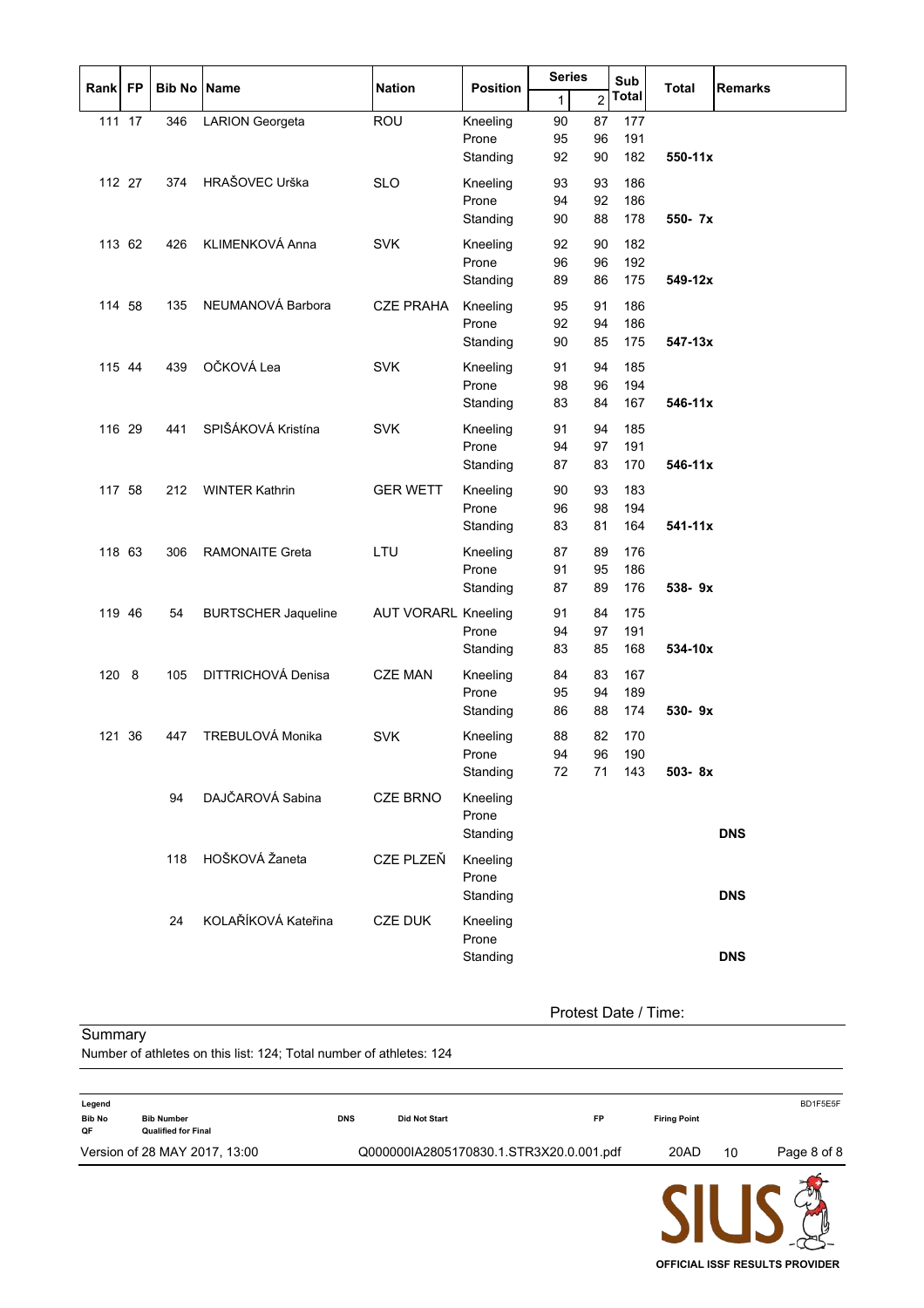| Rank | FP | Bib No | Name | Nation | Position | Series 1 | Series 2 | Sub Total | Total | Remarks |
|---|---|---|---|---|---|---|---|---|---|---|
| 111 | 17 | 346 | LARION Georgeta | ROU | Kneeling | 90 | 87 | 177 | | |
| | | | | | Prone | 95 | 96 | 191 | | |
| | | | | | Standing | 92 | 90 | 182 | **550-11x** | |
| 112 | 27 | 374 | HRAŠOVEC Urška | SLO | Kneeling | 93 | 93 | 186 | | |
| | | | | | Prone | 94 | 92 | 186 | | |
| | | | | | Standing | 90 | 88 | 178 | **550- 7x** | |
| 113 | 62 | 426 | KLIMENKOVÁ Anna | SVK | Kneeling | 92 | 90 | 182 | | |
| | | | | | Prone | 96 | 96 | 192 | | |
| | | | | | Standing | 89 | 86 | 175 | **549-12x** | |
| 114 | 58 | 135 | NEUMANOVÁ Barbora | CZE PRAHA | Kneeling | 95 | 91 | 186 | | |
| | | | | | Prone | 92 | 94 | 186 | | |
| | | | | | Standing | 90 | 85 | 175 | **547-13x** | |
| 115 | 44 | 439 | OČKOVÁ Lea | SVK | Kneeling | 91 | 94 | 185 | | |
| | | | | | Prone | 98 | 96 | 194 | | |
| | | | | | Standing | 83 | 84 | 167 | **546-11x** | |
| 116 | 29 | 441 | SPIŠÁKOVÁ Kristína | SVK | Kneeling | 91 | 94 | 185 | | |
| | | | | | Prone | 94 | 97 | 191 | | |
| | | | | | Standing | 87 | 83 | 170 | **546-11x** | |
| 117 | 58 | 212 | WINTER Kathrin | GER WETT | Kneeling | 90 | 93 | 183 | | |
| | | | | | Prone | 96 | 98 | 194 | | |
| | | | | | Standing | 83 | 81 | 164 | **541-11x** | |
| 118 | 63 | 306 | RAMONAITE Greta | LTU | Kneeling | 87 | 89 | 176 | | |
| | | | | | Prone | 91 | 95 | 186 | | |
| | | | | | Standing | 87 | 89 | 176 | **538- 9x** | |
| 119 | 46 | 54 | BURTSCHER Jaqueline | AUT VORARL | Kneeling | 91 | 84 | 175 | | |
| | | | | | Prone | 94 | 97 | 191 | | |
| | | | | | Standing | 83 | 85 | 168 | **534-10x** | |
| 120 | 8 | 105 | DITTRICHOVÁ Denisa | CZE MAN | Kneeling | 84 | 83 | 167 | | |
| | | | | | Prone | 95 | 94 | 189 | | |
| | | | | | Standing | 86 | 88 | 174 | **530- 9x** | |
| 121 | 36 | 447 | TREBULOVÁ Monika | SVK | Kneeling | 88 | 82 | 170 | | |
| | | | | | Prone | 94 | 96 | 190 | | |
| | | | | | Standing | 72 | 71 | 143 | **503- 8x** | |
| | | 94 | DAJČAROVÁ Sabina | CZE BRNO | Kneeling | | | | | |
| | | | | | Prone | | | | | |
| | | | | | Standing | | | | | **DNS** |
| | | 118 | HOŠKOVÁ Žaneta | CZE PLZEŇ | Kneeling | | | | | |
| | | | | | Prone | | | | | |
| | | | | | Standing | | | | | **DNS** |
| | | 24 | KOLAŘÍKOVÁ Kateřina | CZE DUK | Kneeling | | | | | |
| | | | | | Prone | | | | | |
| | | | | | Standing | | | | | **DNS** |

Protest Date / Time:

Summary

Number of athletes on this list: 124; Total number of athletes: 124

**Legend**

| | | | | | |
|---|---|---|---|---|---|
| Bib No | Bib Number | DNS | Did Not Start | FP | Firing Point |
| QF | Qualified for Final | | | | |

BD1F5E5F

Version of 28 MAY 2017, 13:00 — Q000000IA2805170830.1.STR3X20.0.001.pdf — 20AD — 10

OFFICIAL ISSF RESULTS PROVIDER